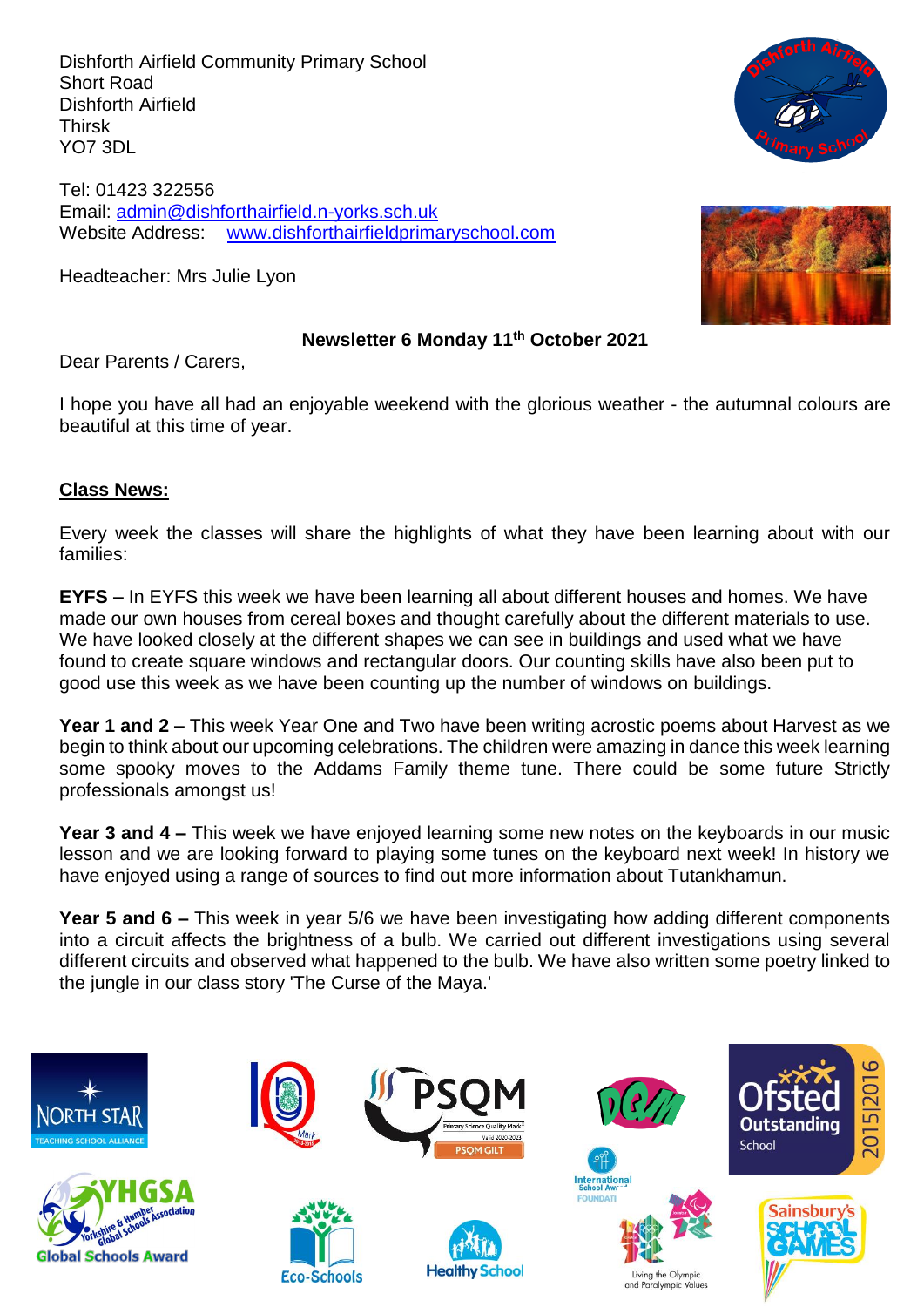Dishforth Airfield Community Primary School
Short Road
Dishforth Airfield
Thirsk
YO7 3DL

Tel: 01423 322556
Email: [admin@dishforthairfield.n-yorks.sch.uk](mailto:admin@dishforthairfield.n-yorks.sch.uk)
Website Address: [www.dishforthairfieldprimaryschool.com](http://www.dishforthairfieldprimaryschool.com)

Headteacher: Mrs Julie Lyon

**Newsletter 6 Monday 11th October 2021**

Dear Parents / Carers,

I hope you have all had an enjoyable weekend with the glorious weather - the autumnal colours are beautiful at this time of year.

## Class News:

Every week the classes will share the highlights of what they have been learning about with our families:

**EYFS –** In EYFS this week we have been learning all about different houses and homes. We have made our own houses from cereal boxes and thought carefully about the different materials to use. We have looked closely at the different shapes we can see in buildings and used what we have found to create square windows and rectangular doors. Our counting skills have also been put to good use this week as we have been counting up the number of windows on buildings.

**Year 1 and 2 –** This week Year One and Two have been writing acrostic poems about Harvest as we begin to think about our upcoming celebrations. The children were amazing in dance this week learning some spooky moves to the Addams Family theme tune. There could be some future Strictly professionals amongst us!

**Year 3 and 4 –** This week we have enjoyed learning some new notes on the keyboards in our music lesson and we are looking forward to playing some tunes on the keyboard next week! In history we have enjoyed using a range of sources to find out more information about Tutankhamun.

**Year 5 and 6 –** This week in year 5/6 we have been investigating how adding different components into a circuit affects the brightness of a bulb. We carried out different investigations using several different circuits and observed what happened to the bulb. We have also written some poetry linked to the jungle in our class story 'The Curse of the Maya.'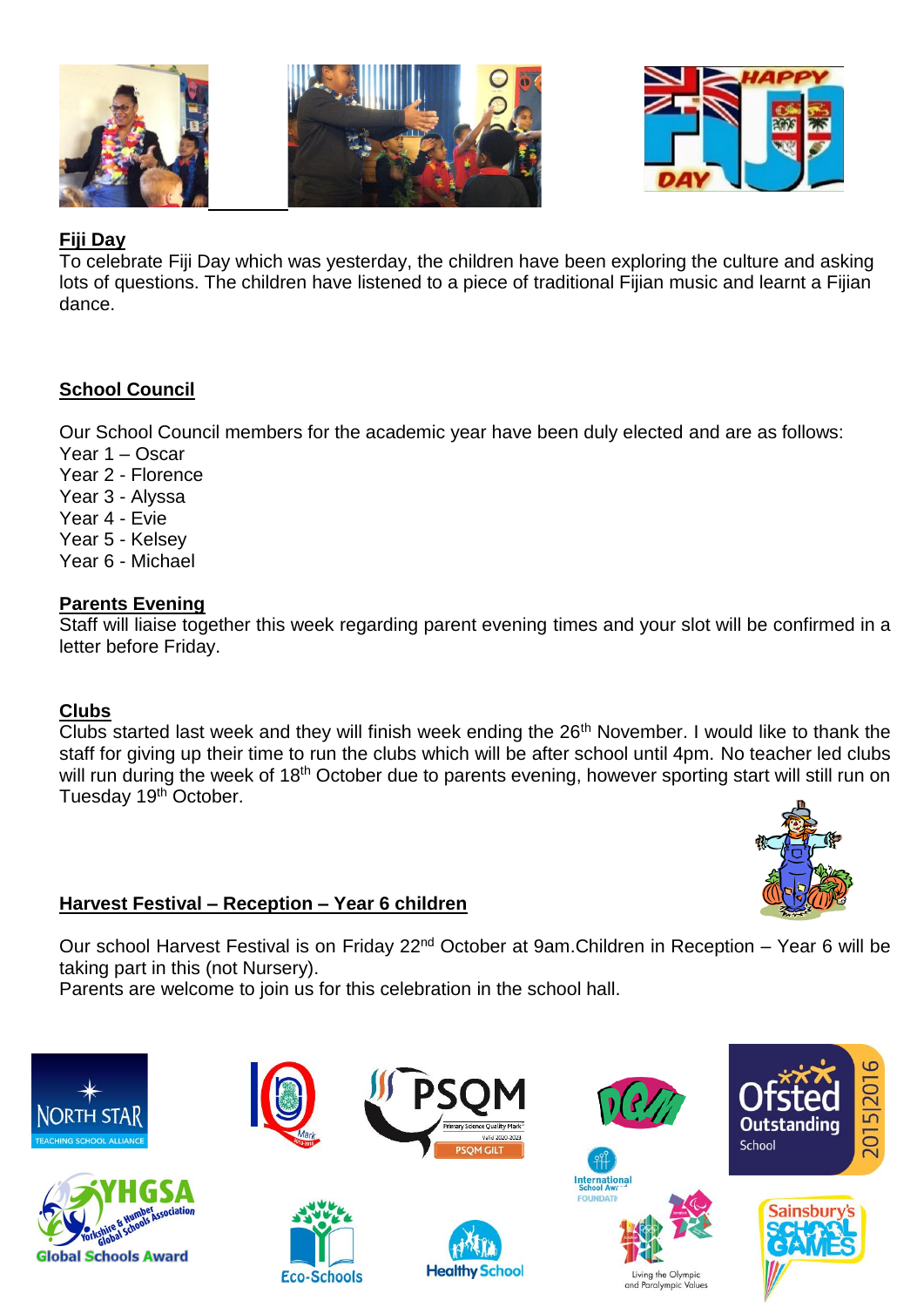## Fiji Day

To celebrate Fiji Day which was yesterday, the children have been exploring the culture and asking lots of questions. The children have listened to a piece of traditional Fijian music and learnt a Fijian dance.

## School Council

Our School Council members for the academic year have been duly elected and are as follows:

Year 1 – Oscar
Year 2 - Florence
Year 3 - Alyssa
Year 4 - Evie
Year 5 - Kelsey
Year 6 - Michael

## Parents Evening

Staff will liaise together this week regarding parent evening times and your slot will be confirmed in a letter before Friday.

## Clubs

Clubs started last week and they will finish week ending the 26th November. I would like to thank the staff for giving up their time to run the clubs which will be after school until 4pm. No teacher led clubs will run during the week of 18th October due to parents evening, however sporting start will still run on Tuesday 19th October.

## Harvest Festival – Reception – Year 6 children

Our school Harvest Festival is on Friday 22nd October at 9am.Children in Reception – Year 6 will be taking part in this (not Nursery).
Parents are welcome to join us for this celebration in the school hall.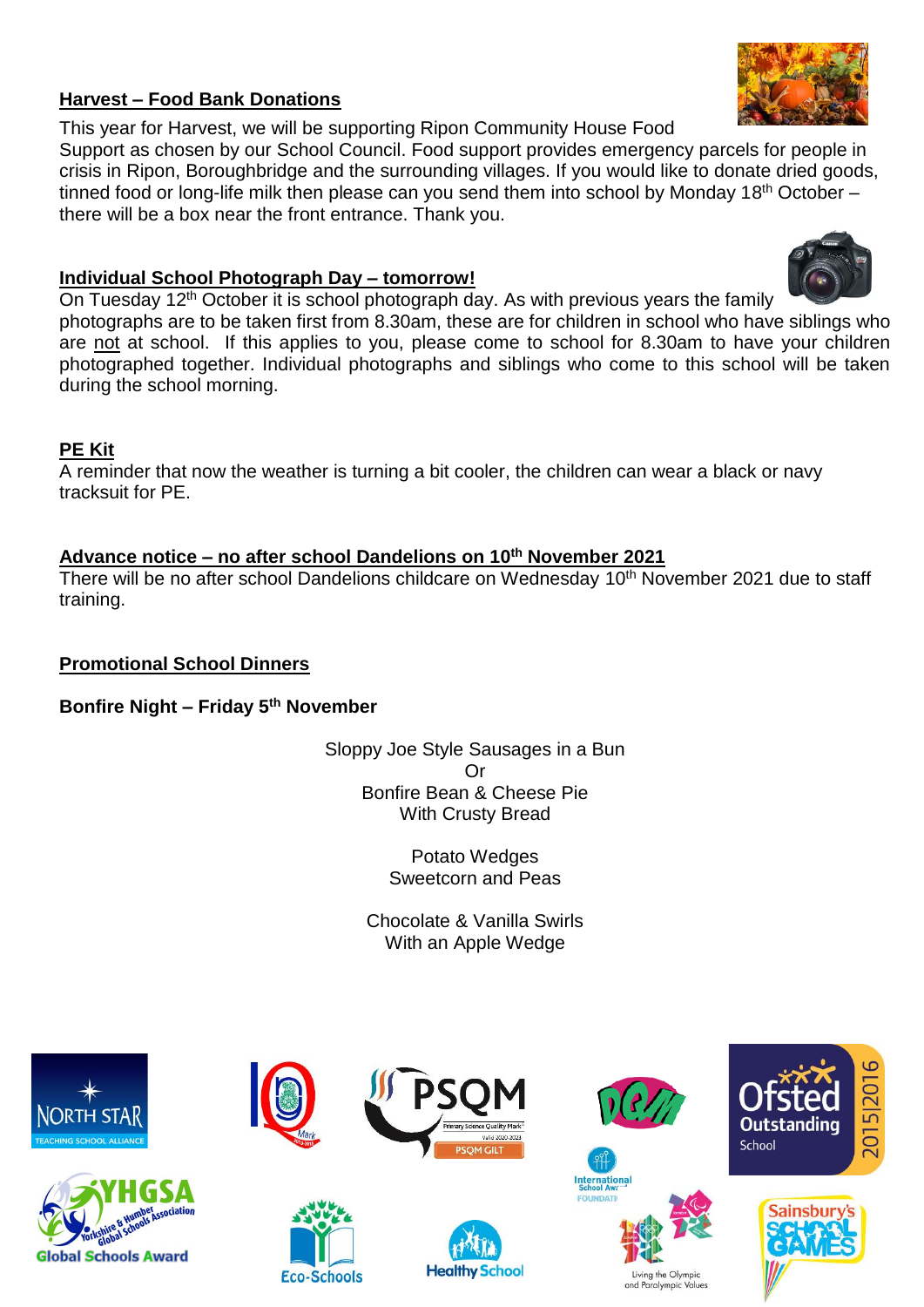## Harvest – Food Bank Donations

This year for Harvest, we will be supporting Ripon Community House Food Support as chosen by our School Council. Food support provides emergency parcels for people in crisis in Ripon, Boroughbridge and the surrounding villages. If you would like to donate dried goods, tinned food or long-life milk then please can you send them into school by Monday 18th October – there will be a box near the front entrance. Thank you.

## Individual School Photograph Day – tomorrow!

On Tuesday 12th October it is school photograph day. As with previous years the family photographs are to be taken first from 8.30am, these are for children in school who have siblings who are not at school. If this applies to you, please come to school for 8.30am to have your children photographed together. Individual photographs and siblings who come to this school will be taken during the school morning.

## PE Kit

A reminder that now the weather is turning a bit cooler, the children can wear a black or navy tracksuit for PE.

## Advance notice – no after school Dandelions on 10th November 2021

There will be no after school Dandelions childcare on Wednesday 10th November 2021 due to staff training.

## Promotional School Dinners

**Bonfire Night – Friday 5th November**

Sloppy Joe Style Sausages in a Bun
Or
Bonfire Bean & Cheese Pie
With Crusty Bread

Potato Wedges
Sweetcorn and Peas

Chocolate & Vanilla Swirls
With an Apple Wedge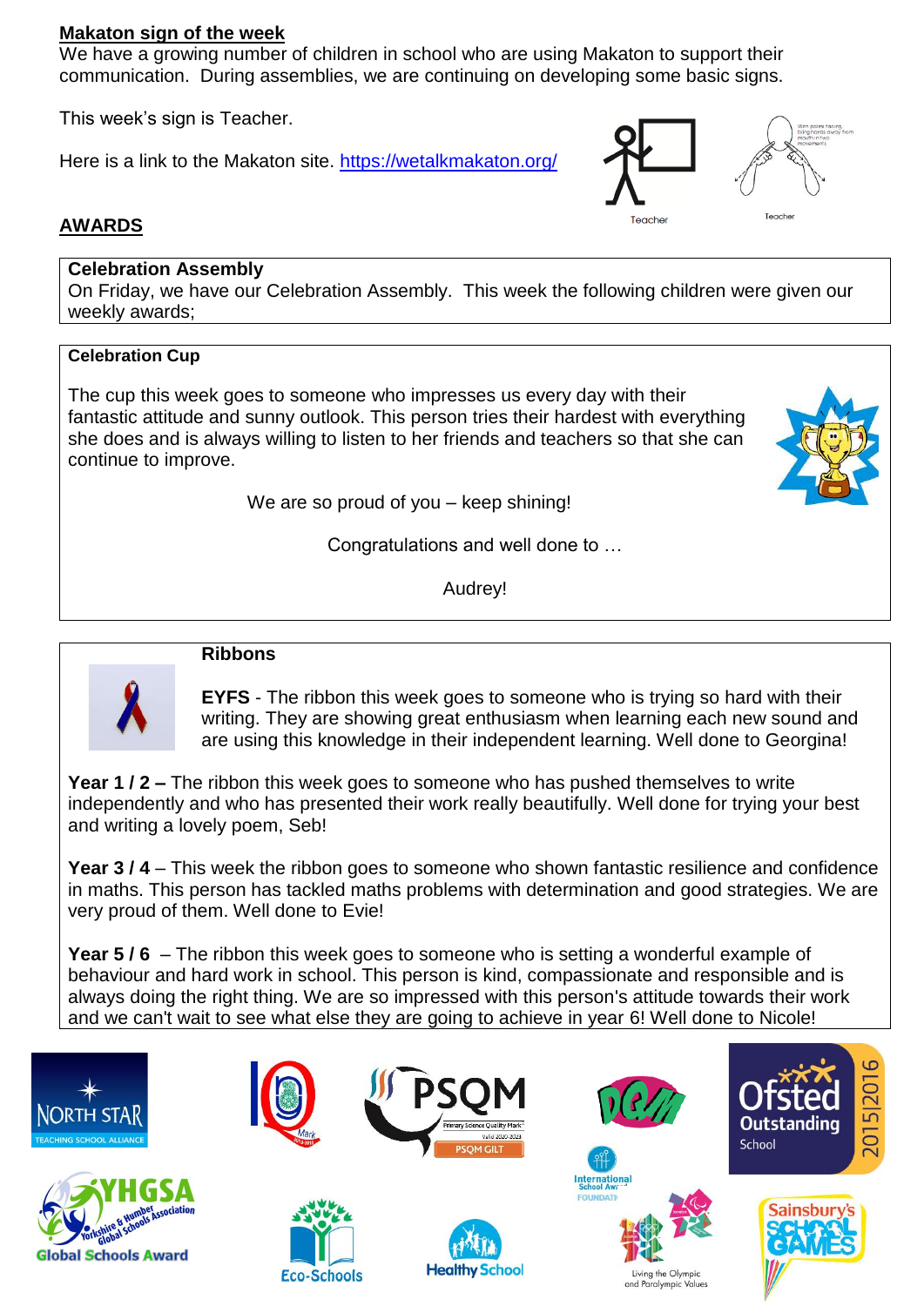## Makaton sign of the week

We have a growing number of children in school who are using Makaton to support their communication. During assemblies, we are continuing on developing some basic signs.

This week's sign is Teacher.

Here is a link to the Makaton site. https://wetalkmakaton.org/

## AWARDS

**Celebration Assembly**
On Friday, we have our Celebration Assembly. This week the following children were given our weekly awards;

**Celebration Cup**

The cup this week goes to someone who impresses us every day with their fantastic attitude and sunny outlook. This person tries their hardest with everything she does and is always willing to listen to her friends and teachers so that she can continue to improve.

We are so proud of you – keep shining!

Congratulations and well done to …

Audrey!

**Ribbons**

**EYFS** - The ribbon this week goes to someone who is trying so hard with their writing. They are showing great enthusiasm when learning each new sound and are using this knowledge in their independent learning. Well done to Georgina!

**Year 1 / 2 –** The ribbon this week goes to someone who has pushed themselves to write independently and who has presented their work really beautifully. Well done for trying your best and writing a lovely poem, Seb!

**Year 3 / 4** – This week the ribbon goes to someone who shown fantastic resilience and confidence in maths. This person has tackled maths problems with determination and good strategies. We are very proud of them. Well done to Evie!

**Year 5 / 6** – The ribbon this week goes to someone who is setting a wonderful example of behaviour and hard work in school. This person is kind, compassionate and responsible and is always doing the right thing. We are so impressed with this person's attitude towards their work and we can't wait to see what else they are going to achieve in year 6! Well done to Nicole!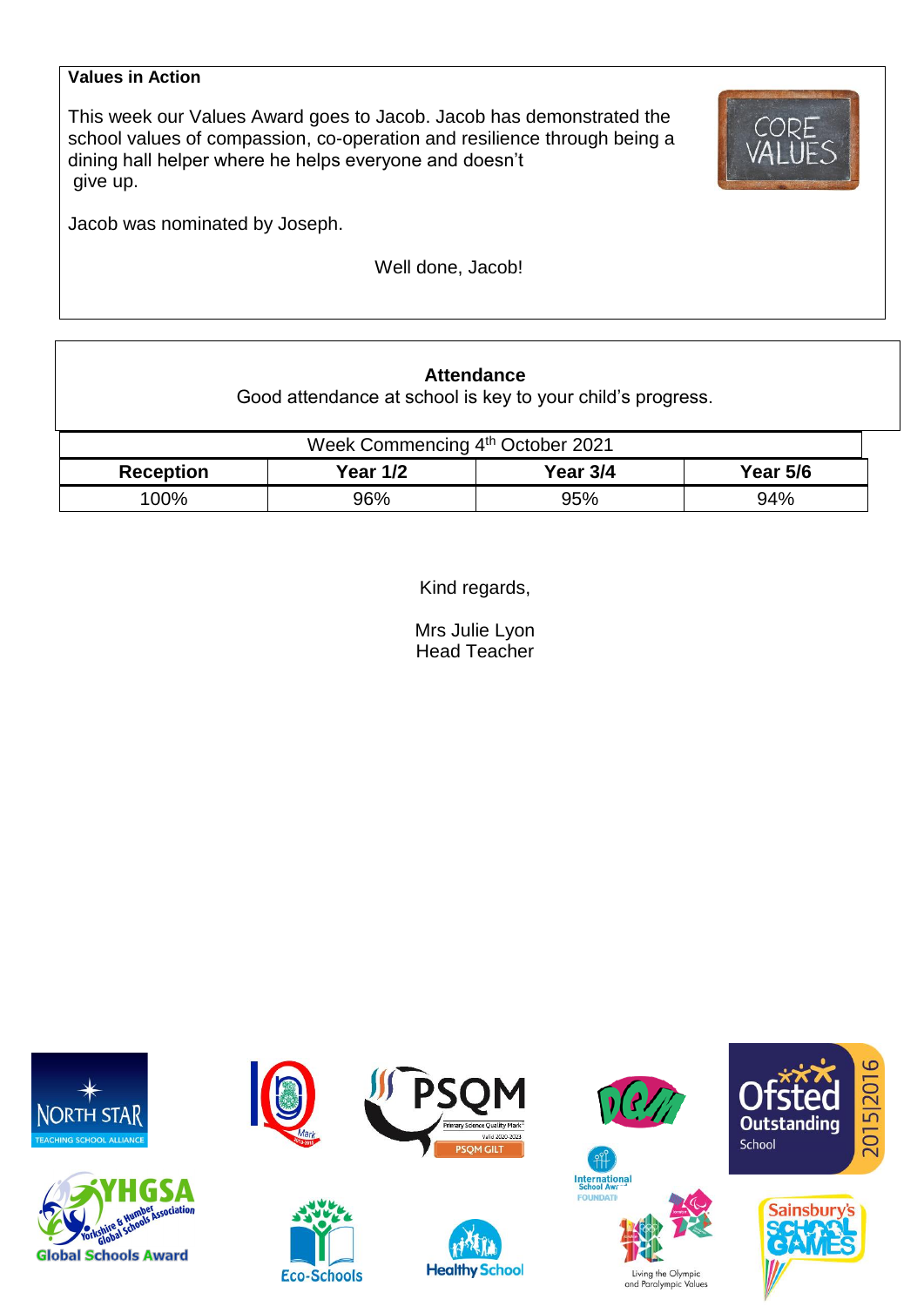**Values in Action**

This week our Values Award goes to Jacob. Jacob has demonstrated the school values of compassion, co-operation and resilience through being a dining hall helper where he helps everyone and doesn't give up.

Jacob was nominated by Joseph.

Well done, Jacob!

**Attendance**

Good attendance at school is key to your child's progress.

| Week Commencing 4th October 2021 | | | |
|---|---|---|---|
| **Reception** | **Year 1/2** | **Year 3/4** | **Year 5/6** |
| 100% | 96% | 95% | 94% |

Kind regards,

Mrs Julie Lyon
Head Teacher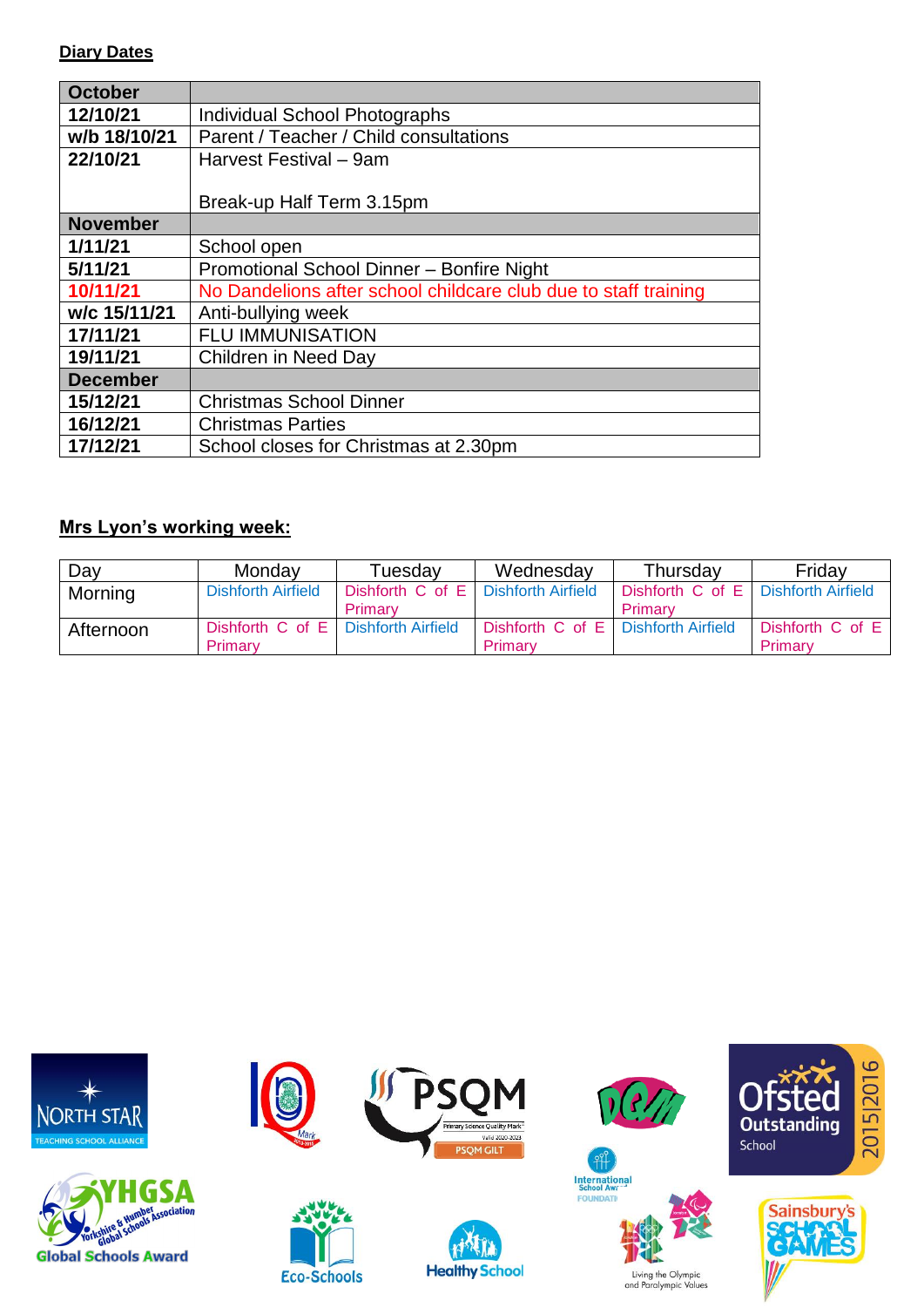**Diary Dates**

| October | |
|---|---|
| 12/10/21 | Individual School Photographs |
| w/b 18/10/21 | Parent / Teacher / Child consultations |
| 22/10/21 | Harvest Festival – 9am<br><br>Break-up Half Term 3.15pm |
| **November** | |
| 1/11/21 | School open |
| 5/11/21 | Promotional School Dinner – Bonfire Night |
| 10/11/21 | No Dandelions after school childcare club due to staff training |
| w/c 15/11/21 | Anti-bullying week |
| 17/11/21 | FLU IMMUNISATION |
| 19/11/21 | Children in Need Day |
| **December** | |
| 15/12/21 | Christmas School Dinner |
| 16/12/21 | Christmas Parties |
| 17/12/21 | School closes for Christmas at 2.30pm |

**Mrs Lyon's working week:**

| Day | Monday | Tuesday | Wednesday | Thursday | Friday |
|---|---|---|---|---|---|
| Morning | Dishforth Airfield | Dishforth C of E Primary | Dishforth Airfield | Dishforth C of E Primary | Dishforth Airfield |
| Afternoon | Dishforth C of E Primary | Dishforth Airfield | Dishforth C of E Primary | Dishforth Airfield | Dishforth C of E Primary |